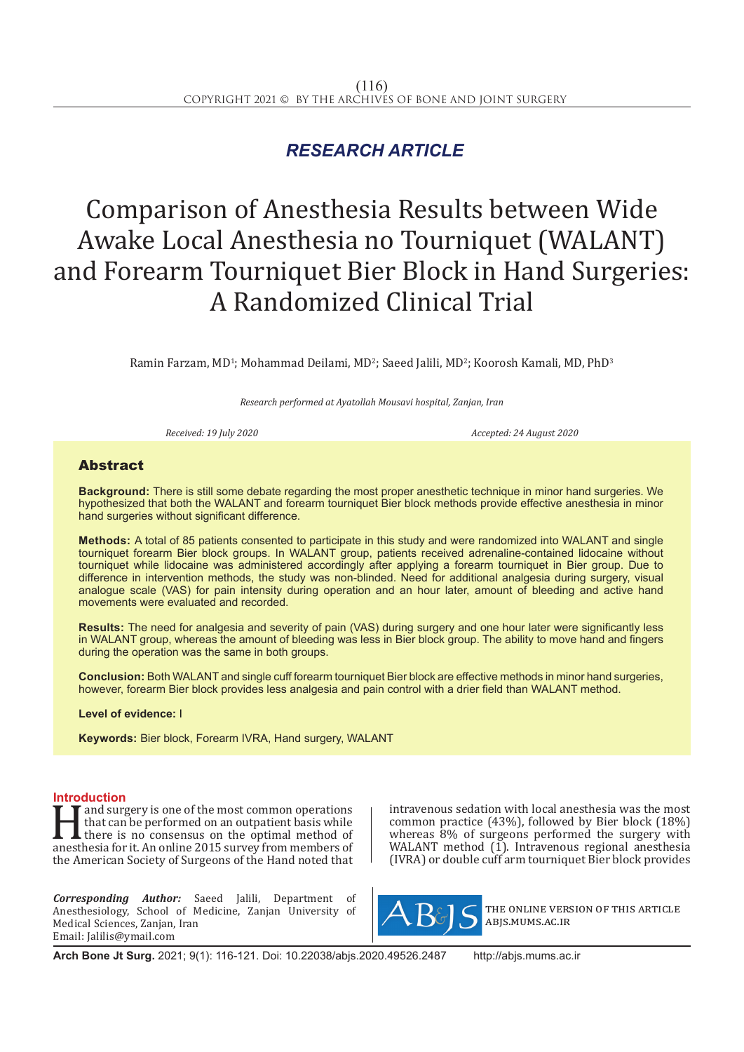*RESEARCH ARTICLE*

# Comparison of Anesthesia Results between Wide Awake Local Anesthesia no Tourniquet (WALANT) and Forearm Tourniquet Bier Block in Hand Surgeries: A Randomized Clinical Trial

Ramin Farzam, MD[1]; Mohammad Deilami, MD[2]; Saeed Jalili, MD[2]; Koorosh Kamali, MD, PhD[3]

*Research performed at Ayatollah Mousavi hospital, Zanjan, Iran*

*Received: 19 July 2020* *Accepted: 24 August 2020*

## Abstract

**Background:** There is still some debate regarding the most proper anesthetic technique in minor hand surgeries. We hypothesized that both the WALANT and forearm tourniquet Bier block methods provide effective anesthesia in minor hand surgeries without significant difference.

**Methods:** A total of 85 patients consented to participate in this study and were randomized into WALANT and single tourniquet forearm Bier block groups. In WALANT group, patients received adrenaline-contained lidocaine without tourniquet while lidocaine was administered accordingly after applying a forearm tourniquet in Bier group. Due to difference in intervention methods, the study was non-blinded. Need for additional analgesia during surgery, visual analogue scale (VAS) for pain intensity during operation and an hour later, amount of bleeding and active hand movements were evaluated and recorded.

**Results:** The need for analgesia and severity of pain (VAS) during surgery and one hour later were significantly less in WALANT group, whereas the amount of bleeding was less in Bier block group. The ability to move hand and fingers during the operation was the same in both groups.

**Conclusion:** Both WALANT and single cuff forearm tourniquet Bier block are effective methods in minor hand surgeries, however, forearm Bier block provides less analgesia and pain control with a drier field than WALANT method.

**Level of evidence:** I

**Keywords:** Bier block, Forearm IVRA, Hand surgery, WALANT

## Introduction

Hand surgery is one of the most common operations that can be performed on an outpatient basis while there is no consensus on the optimal method of anesthesia for it. An online 2015 survey from members of the American Society of Surgeons of the Hand noted that intravenous sedation with local anesthesia was the most common practice (43%), followed by Bier block (18%) whereas 8% of surgeons performed the surgery with WALANT method (1). Intravenous regional anesthesia (IVRA) or double cuff arm tourniquet Bier block provides

*Corresponding Author:* Saeed Jalili, Department of Anesthesiology, School of Medicine, Zanjan University of Medical Sciences, Zanjan, Iran
Email: Jalilis@ymail.com

THE ONLINE VERSION OF THIS ARTICLE
ABJS.MUMS.AC.IR

**Arch Bone Jt Surg.** 2021; 9(1): 116-121. Doi: 10.22038/abjs.2020.49526.2487 http://abjs.mums.ac.ir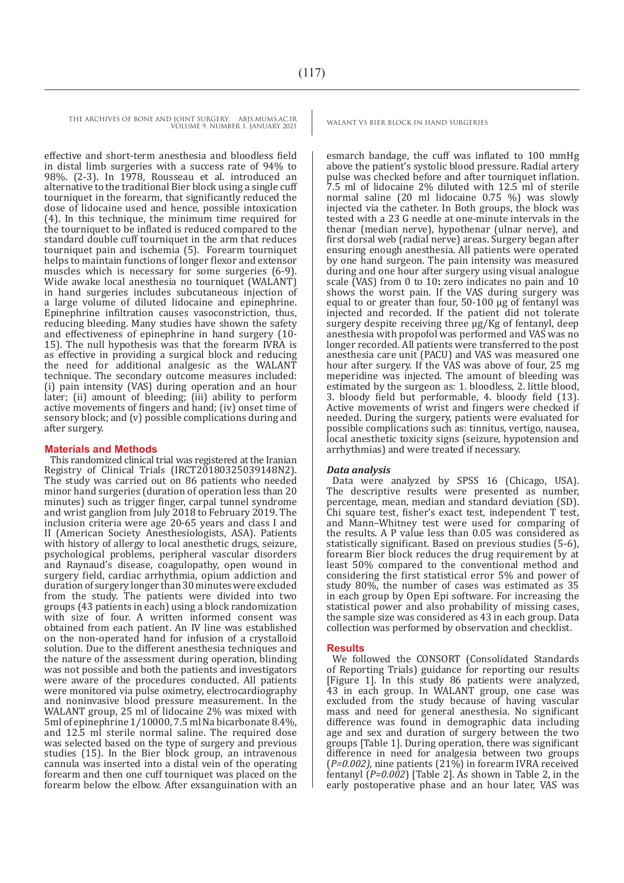effective and short-term anesthesia and bloodless field in distal limb surgeries with a success rate of 94% to 98%. (2-3). In 1978, Rousseau et al. introduced an alternative to the traditional Bier block using a single cuff tourniquet in the forearm, that significantly reduced the dose of lidocaine used and hence, possible intoxication (4). In this technique, the minimum time required for the tourniquet to be inflated is reduced compared to the standard double cuff tourniquet in the arm that reduces tourniquet pain and ischemia (5). Forearm tourniquet helps to maintain functions of longer flexor and extensor muscles which is necessary for some surgeries (6-9). Wide awake local anesthesia no tourniquet (WALANT) in hand surgeries includes subcutaneous injection of a large volume of diluted lidocaine and epinephrine. Epinephrine infiltration causes vasoconstriction, thus, reducing bleeding. Many studies have shown the safety and effectiveness of epinephrine in hand surgery (10-15). The null hypothesis was that the forearm IVRA is as effective in providing a surgical block and reducing the need for additional analgesic as the WALANT technique. The secondary outcome measures included: (i) pain intensity (VAS) during operation and an hour later; (ii) amount of bleeding; (iii) ability to perform active movements of fingers and hand; (iv) onset time of sensory block; and (v) possible complications during and after surgery.

## Materials and Methods

This randomized clinical trial was registered at the Iranian Registry of Clinical Trials (IRCT20180325039148N2). The study was carried out on 86 patients who needed minor hand surgeries (duration of operation less than 20 minutes) such as trigger finger, carpal tunnel syndrome and wrist ganglion from July 2018 to February 2019. The inclusion criteria were age 20-65 years and class I and II (American Society Anesthesiologists, ASA). Patients with history of allergy to local anesthetic drugs, seizure, psychological problems, peripheral vascular disorders and Raynaud's disease, coagulopathy, open wound in surgery field, cardiac arrhythmia, opium addiction and duration of surgery longer than 30 minutes were excluded from the study. The patients were divided into two groups (43 patients in each) using a block randomization with size of four. A written informed consent was obtained from each patient. An IV line was established on the non-operated hand for infusion of a crystalloid solution. Due to the different anesthesia techniques and the nature of the assessment during operation, blinding was not possible and both the patients and investigators were aware of the procedures conducted. All patients were monitored via pulse oximetry, electrocardiography and noninvasive blood pressure measurement. In the WALANT group, 25 ml of lidocaine 2% was mixed with 5ml of epinephrine 1/10000, 7.5 ml Na bicarbonate 8.4%, and 12.5 ml sterile normal saline. The required dose was selected based on the type of surgery and previous studies (15). In the Bier block group, an intravenous cannula was inserted into a distal vein of the operating forearm and then one cuff tourniquet was placed on the forearm below the elbow. After exsanguination with an esmarch bandage, the cuff was inflated to 100 mmHg above the patient's systolic blood pressure. Radial artery pulse was checked before and after tourniquet inflation. 7.5 ml of lidocaine 2% diluted with 12.5 ml of sterile normal saline (20 ml lidocaine 0.75 %) was slowly injected via the catheter. In Both groups, the block was tested with a 23 G needle at one-minute intervals in the thenar (median nerve), hypothenar (ulnar nerve), and first dorsal web (radial nerve) areas. Surgery began after ensuring enough anesthesia. All patients were operated by one hand surgeon. The pain intensity was measured during and one hour after surgery using visual analogue scale (VAS) from 0 to 10**:** zero indicates no pain and 10 shows the worst pain. If the VAS during surgery was equal to or greater than four, 50-100 µg of fentanyl was injected and recorded. If the patient did not tolerate surgery despite receiving three µg/Kg of fentanyl, deep anesthesia with propofol was performed and VAS was no longer recorded. All patients were transferred to the post anesthesia care unit (PACU) and VAS was measured one hour after surgery. If the VAS was above of four, 25 mg meperidine was injected. The amount of bleeding was estimated by the surgeon as: 1. bloodless, 2. little blood, 3. bloody field but performable, 4. bloody field (13). Active movements of wrist and fingers were checked if needed. During the surgery, patients were evaluated for possible complications such as: tinnitus, vertigo, nausea, local anesthetic toxicity signs (seizure, hypotension and arrhythmias) and were treated if necessary.

### *Data analysis*

Data were analyzed by SPSS 16 (Chicago, USA). The descriptive results were presented as number, percentage, mean, median and standard deviation (SD). Chi square test, fisher's exact test, independent T test, and Mann–Whitney test were used for comparing of the results. A P value less than 0.05 was considered as statistically significant. Based on previous studies (5-6), forearm Bier block reduces the drug requirement by at least 50% compared to the conventional method and considering the first statistical error 5% and power of study 80%, the number of cases was estimated as 35 in each group by Open Epi software. For increasing the statistical power and also probability of missing cases, the sample size was considered as 43 in each group. Data collection was performed by observation and checklist.

## Results

We followed the CONSORT (Consolidated Standards of Reporting Trials) guidance for reporting our results [Figure 1]. In this study 86 patients were analyzed, 43 in each group. In WALANT group, one case was excluded from the study because of having vascular mass and need for general anesthesia. No significant difference was found in demographic data including age and sex and duration of surgery between the two groups [Table 1]. During operation, there was significant difference in need for analgesia between two groups (*P=0.002),* nine patients (21%) in forearm IVRA received fentanyl (*P=0.002*) [Table 2]. As shown in Table 2, in the early postoperative phase and an hour later, VAS was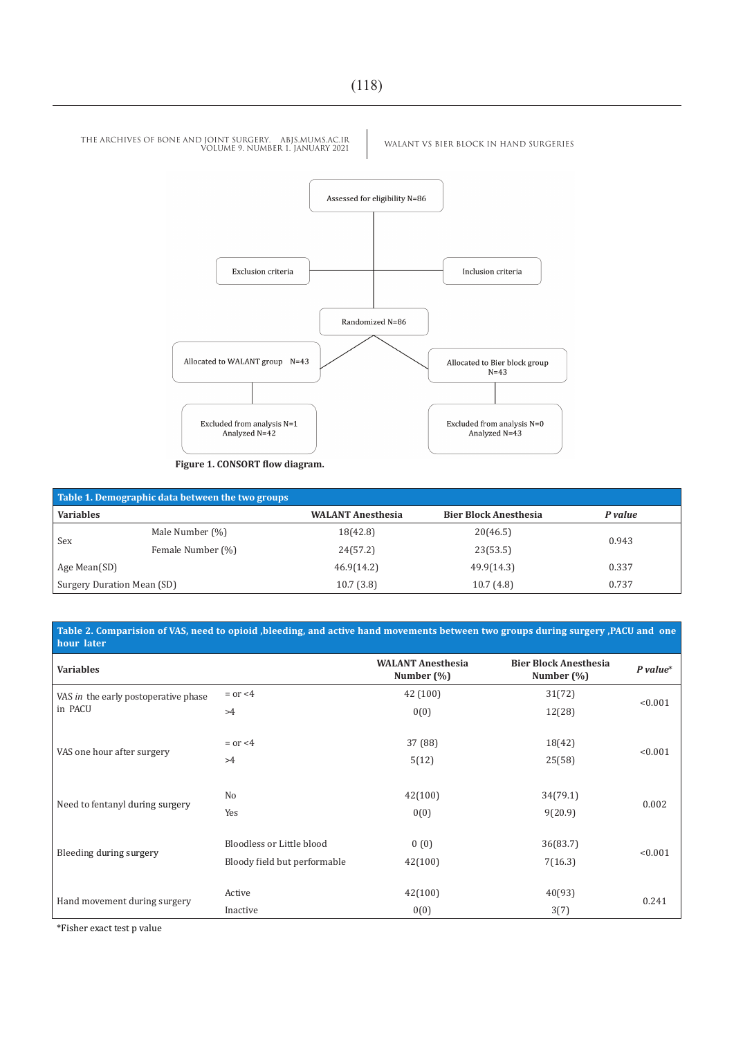Assessed for eligibility N=86

Exclusion criteria

Inclusion criteria

Randomized N=86

Allocated to WALANT group N=43

Allocated to Bier block group N=43

Excluded from analysis N=1
Analyzed N=42

Excluded from analysis N=0
Analyzed N=43

**Figure 1. CONSORT flow diagram.**

**Table 1. Demographic data between the two groups**

| Variables | | WALANT Anesthesia | Bier Block Anesthesia | *P value* |
|---|---|---|---|---|
| Sex | Male Number (%) | 18(42.8) | 20(46.5) | 0.943 |
| | Female Number (%) | 24(57.2) | 23(53.5) | |
| Age Mean(SD) | | 46.9(14.2) | 49.9(14.3) | 0.337 |
| Surgery Duration Mean (SD) | | 10.7 (3.8) | 10.7 (4.8) | 0.737 |

**Table 2. Comparision of VAS, need to opioid ,bleeding, and active hand movements between two groups during surgery ,PACU and one hour later**

| Variables | | WALANT Anesthesia Number (%) | Bier Block Anesthesia Number (%) | *P value** |
|---|---|---|---|---|
| VAS *in* the early postoperative phase in PACU | = or <4 | 42 (100) | 31(72) | <0.001 |
| | >4 | 0(0) | 12(28) | |
| VAS one hour after surgery | = or <4 | 37 (88) | 18(42) | <0.001 |
| | >4 | 5(12) | 25(58) | |
| Need to fentanyl during surgery | No | 42(100) | 34(79.1) | 0.002 |
| | Yes | 0(0) | 9(20.9) | |
| Bleeding during surgery | Bloodless or Little blood | 0 (0) | 36(83.7) | <0.001 |
| | Bloody field but performable | 42(100) | 7(16.3) | |
| Hand movement during surgery | Active | 42(100) | 40(93) | 0.241 |
| | Inactive | 0(0) | 3(7) | |

*Fisher exact test p value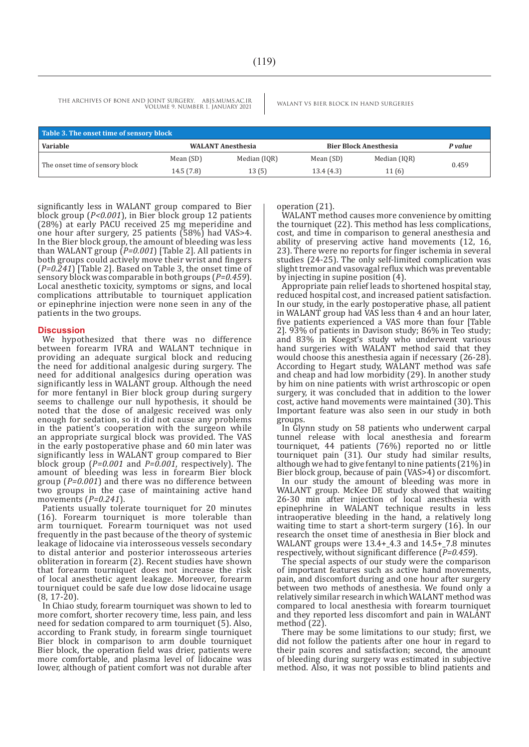**Table 3. The onset time of sensory block**

| Variable | WALANT Anesthesia | | Bier Block Anesthesia | | *P value* |
|---|---|---|---|---|---|
| | Mean (SD) | Median (IQR) | Mean (SD) | Median (IQR) | |
| The onset time of sensory block | 14.5 (7.8) | 13 (5) | 13.4 (4.3) | 11 (6) | 0.459 |

significantly less in WALANT group compared to Bier block group (*P<0.001*), in Bier block group 12 patients (28%) at early PACU received 25 mg meperidine and one hour after surgery, 25 patients (58%) had VAS>4. In the Bier block group, the amount of bleeding was less than WALANT group (*P=0.001*) [Table 2]. All patients in both groups could actively move their wrist and fingers (*P=0.241*) [Table 2]. Based on Table 3, the onset time of sensory block was comparable in both groups (*P=0.459*). Local anesthetic toxicity, symptoms or signs, and local complications attributable to tourniquet application or epinephrine injection were none seen in any of the patients in the two groups.

## Discussion

We hypothesized that there was no difference between forearm IVRA and WALANT technique in providing an adequate surgical block and reducing the need for additional analgesic during surgery. The need for additional analgesics during operation was significantly less in WALANT group. Although the need for more fentanyl in Bier block group during surgery seems to challenge our null hypothesis, it should be noted that the dose of analgesic received was only enough for sedation, so it did not cause any problems in the patient's cooperation with the surgeon while an appropriate surgical block was provided. The VAS in the early postoperative phase and 60 min later was significantly less in WALANT group compared to Bier block group (*P=0.001* and *P=0.001*, respectively). The amount of bleeding was less in forearm Bier block group (*P=0.001*) and there was no difference between two groups in the case of maintaining active hand movements (*P=0.241*).

Patients usually tolerate tourniquet for 20 minutes (16). Forearm tourniquet is more tolerable than arm tourniquet. Forearm tourniquet was not used frequently in the past because of the theory of systemic leakage of lidocaine via interosseous vessels secondary to distal anterior and posterior interosseous arteries obliteration in forearm (2). Recent studies have shown that forearm tourniquet does not increase the risk of local anesthetic agent leakage. Moreover, forearm tourniquet could be safe due low dose lidocaine usage (8, 17-20).

In Chiao study, forearm tourniquet was shown to led to more comfort, shorter recovery time, less pain, and less need for sedation compared to arm tourniquet (5). Also, according to Frank study, in forearm single tourniquet Bier block in comparison to arm double tourniquet Bier block, the operation field was drier, patients were more comfortable, and plasma level of lidocaine was lower, although of patient comfort was not durable after operation (21).

WALANT method causes more convenience by omitting the tourniquet (22). This method has less complications, cost, and time in comparison to general anesthesia and ability of preserving active hand movements (12, 16, 23). There were no reports for finger ischemia in several studies (24-25). The only self-limited complication was slight tremor and vasovagal reflux which was preventable by injecting in supine position (4).

Appropriate pain relief leads to shortened hospital stay, reduced hospital cost, and increased patient satisfaction. In our study, in the early postoperative phase, all patient in WALANT group had VAS less than 4 and an hour later, five patients experienced a VAS more than four [Table 2]. 93% of patients in Davison study; 86% in Teo study; and 83% in Koegst's study who underwent various hand surgeries with WALANT method said that they would choose this anesthesia again if necessary (26-28). According to Hegart study, WALANT method was safe and cheap and had low morbidity (29). In another study by him on nine patients with wrist arthroscopic or open surgery, it was concluded that in addition to the lower cost, active hand movements were maintained (30). This Important feature was also seen in our study in both groups.

In Glynn study on 58 patients who underwent carpal tunnel release with local anesthesia and forearm tourniquet, 44 patients (76%) reported no or little tourniquet pain (31). Our study had similar results, although we had to give fentanyl to nine patients (21%) in Bier block group, because of pain (VAS>4) or discomfort.

In our study the amount of bleeding was more in WALANT group. McKee DE study showed that waiting 26-30 min after injection of local anesthesia with epinephrine in WALANT technique results in less intraoperative bleeding in the hand, a relatively long waiting time to start a short-term surgery (16). In our research the onset time of anesthesia in Bier block and WALANT groups were 13.4+_4.3 and 14.5+_7.8 minutes respectively, without significant difference (*P=0.459*).

The special aspects of our study were the comparison of important features such as active hand movements, pain, and discomfort during and one hour after surgery between two methods of anesthesia. We found only a relatively similar research in which WALANT method was compared to local anesthesia with forearm tourniquet and they reported less discomfort and pain in WALANT method (22).

There may be some limitations to our study; first, we did not follow the patients after one hour in regard to their pain scores and satisfaction; second, the amount of bleeding during surgery was estimated in subjective method. Also, it was not possible to blind patients and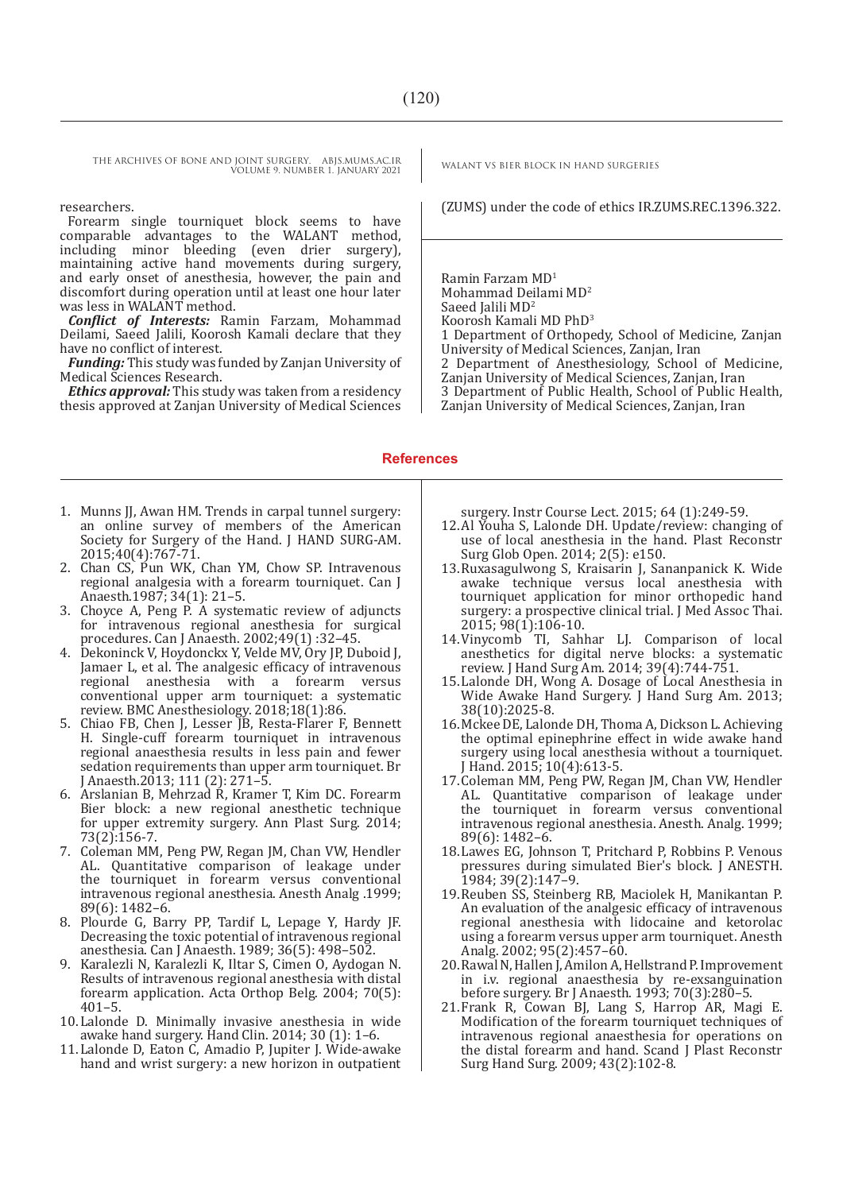researchers.

Forearm single tourniquet block seems to have comparable advantages to the WALANT method, including minor bleeding (even drier surgery), maintaining active hand movements during surgery, and early onset of anesthesia, however, the pain and discomfort during operation until at least one hour later was less in WALANT method.

***Conflict of Interests:*** Ramin Farzam, Mohammad Deilami, Saeed Jalili, Koorosh Kamali declare that they have no conflict of interest.

***Funding:*** This study was funded by Zanjan University of Medical Sciences Research.

***Ethics approval:*** This study was taken from a residency thesis approved at Zanjan University of Medical Sciences (ZUMS) under the code of ethics IR.ZUMS.REC.1396.322.

Ramin Farzam MD[1]
Mohammad Deilami MD[2]
Saeed Jalili MD[2]
Koorosh Kamali MD PhD[3]
1 Department of Orthopedy, School of Medicine, Zanjan University of Medical Sciences, Zanjan, Iran
2 Department of Anesthesiology, School of Medicine, Zanjan University of Medical Sciences, Zanjan, Iran
3 Department of Public Health, School of Public Health, Zanjan University of Medical Sciences, Zanjan, Iran

## References

1. Munns JJ, Awan HM. Trends in carpal tunnel surgery: an online survey of members of the American Society for Surgery of the Hand. J HAND SURG-AM. 2015;40(4):767-71.
2. Chan CS, Pun WK, Chan YM, Chow SP. Intravenous regional analgesia with a forearm tourniquet. Can J Anaesth.1987; 34(1): 21–5.
3. Choyce A, Peng P. A systematic review of adjuncts for intravenous regional anesthesia for surgical procedures. Can J Anaesth. 2002;49(1) :32–45.
4. Dekoninck V, Hoydonckx Y, Velde MV, Ory JP, Duboid J, Jamaer L, et al. The analgesic efficacy of intravenous regional anesthesia with a forearm versus conventional upper arm tourniquet: a systematic review. BMC Anesthesiology. 2018;18(1):86.
5. Chiao FB, Chen J, Lesser JB, Resta-Flarer F, Bennett H. Single-cuff forearm tourniquet in intravenous regional anaesthesia results in less pain and fewer sedation requirements than upper arm tourniquet. Br J Anaesth.2013; 111 (2): 271–5.
6. Arslanian B, Mehrzad R, Kramer T, Kim DC. Forearm Bier block: a new regional anesthetic technique for upper extremity surgery. Ann Plast Surg. 2014; 73(2):156-7.
7. Coleman MM, Peng PW, Regan JM, Chan VW, Hendler AL. Quantitative comparison of leakage under the tourniquet in forearm versus conventional intravenous regional anesthesia. Anesth Analg .1999; 89(6): 1482–6.
8. Plourde G, Barry PP, Tardif L, Lepage Y, Hardy JF. Decreasing the toxic potential of intravenous regional anesthesia. Can J Anaesth. 1989; 36(5): 498–502.
9. Karalezli N, Karalezli K, Iltar S, Cimen O, Aydogan N. Results of intravenous regional anesthesia with distal forearm application. Acta Orthop Belg. 2004; 70(5): 401–5.
10. Lalonde D. Minimally invasive anesthesia in wide awake hand surgery. Hand Clin. 2014; 30 (1): 1–6.
11. Lalonde D, Eaton C, Amadio P, Jupiter J. Wide-awake hand and wrist surgery: a new horizon in outpatient surgery. Instr Course Lect. 2015; 64 (1):249-59.
12. Al Youha S, Lalonde DH. Update/review: changing of use of local anesthesia in the hand. Plast Reconstr Surg Glob Open. 2014; 2(5): e150.
13. Ruxasagulwong S, Kraisarin J, Sananpanick K. Wide awake technique versus local anesthesia with tourniquet application for minor orthopedic hand surgery: a prospective clinical trial. J Med Assoc Thai. 2015; 98(1):106-10.
14. Vinycomb TI, Sahhar LJ. Comparison of local anesthetics for digital nerve blocks: a systematic review. J Hand Surg Am. 2014; 39(4):744-751.
15. Lalonde DH, Wong A. Dosage of Local Anesthesia in Wide Awake Hand Surgery. J Hand Surg Am. 2013; 38(10):2025-8.
16. Mckee DE, Lalonde DH, Thoma A, Dickson L. Achieving the optimal epinephrine effect in wide awake hand surgery using local anesthesia without a tourniquet. J Hand. 2015; 10(4):613-5.
17. Coleman MM, Peng PW, Regan JM, Chan VW, Hendler AL. Quantitative comparison of leakage under the tourniquet in forearm versus conventional intravenous regional anesthesia. Anesth. Analg. 1999; 89(6): 1482–6.
18. Lawes EG, Johnson T, Pritchard P, Robbins P. Venous pressures during simulated Bier's block. J ANESTH. 1984; 39(2):147–9.
19. Reuben SS, Steinberg RB, Maciolek H, Manikantan P. An evaluation of the analgesic efficacy of intravenous regional anesthesia with lidocaine and ketorolac using a forearm versus upper arm tourniquet. Anesth Analg. 2002; 95(2):457–60.
20. Rawal N, Hallen J, Amilon A, Hellstrand P. Improvement in i.v. regional anaesthesia by re-exsanguination before surgery. Br J Anaesth. 1993; 70(3):280–5.
21. Frank R, Cowan BJ, Lang S, Harrop AR, Magi E. Modification of the forearm tourniquet techniques of intravenous regional anaesthesia for operations on the distal forearm and hand. Scand J Plast Reconstr Surg Hand Surg. 2009; 43(2):102-8.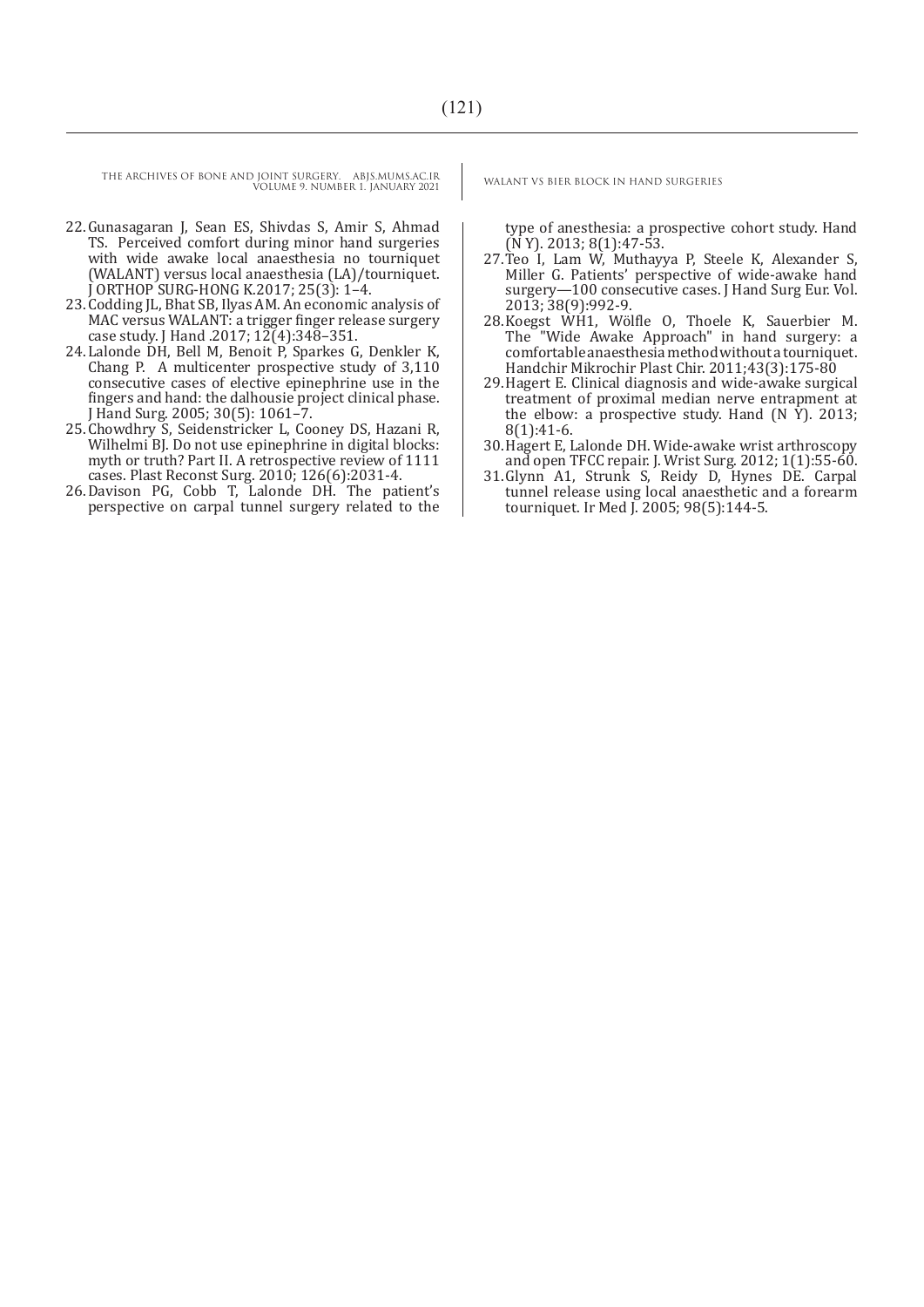22. Gunasagaran J, Sean ES, Shivdas S, Amir S, Ahmad TS. Perceived comfort during minor hand surgeries with wide awake local anaesthesia no tourniquet (WALANT) versus local anaesthesia (LA)/tourniquet. J ORTHOP SURG-HONG K.2017; 25(3): 1–4.
23. Codding JL, Bhat SB, Ilyas AM. An economic analysis of MAC versus WALANT: a trigger finger release surgery case study. J Hand .2017; 12(4):348–351.
24. Lalonde DH, Bell M, Benoit P, Sparkes G, Denkler K, Chang P. A multicenter prospective study of 3,110 consecutive cases of elective epinephrine use in the fingers and hand: the dalhousie project clinical phase. J Hand Surg. 2005; 30(5): 1061–7.
25. Chowdhry S, Seidenstricker L, Cooney DS, Hazani R, Wilhelmi BJ. Do not use epinephrine in digital blocks: myth or truth? Part II. A retrospective review of 1111 cases. Plast Reconst Surg. 2010; 126(6):2031-4.
26. Davison PG, Cobb T, Lalonde DH. The patient's perspective on carpal tunnel surgery related to the type of anesthesia: a prospective cohort study. Hand (N Y). 2013; 8(1):47-53.
27. Teo I, Lam W, Muthayya P, Steele K, Alexander S, Miller G. Patients' perspective of wide-awake hand surgery—100 consecutive cases. J Hand Surg Eur. Vol. 2013; 38(9):992-9.
28. Koegst WH1, Wölfle O, Thoele K, Sauerbier M. The "Wide Awake Approach" in hand surgery: a comfortable anaesthesia method without a tourniquet. Handchir Mikrochir Plast Chir. 2011;43(3):175-80
29. Hagert E. Clinical diagnosis and wide-awake surgical treatment of proximal median nerve entrapment at the elbow: a prospective study. Hand (N Y). 2013; 8(1):41-6.
30. Hagert E, Lalonde DH. Wide-awake wrist arthroscopy and open TFCC repair. J. Wrist Surg. 2012; 1(1):55-60.
31. Glynn A1, Strunk S, Reidy D, Hynes DE. Carpal tunnel release using local anaesthetic and a forearm tourniquet. Ir Med J. 2005; 98(5):144-5.